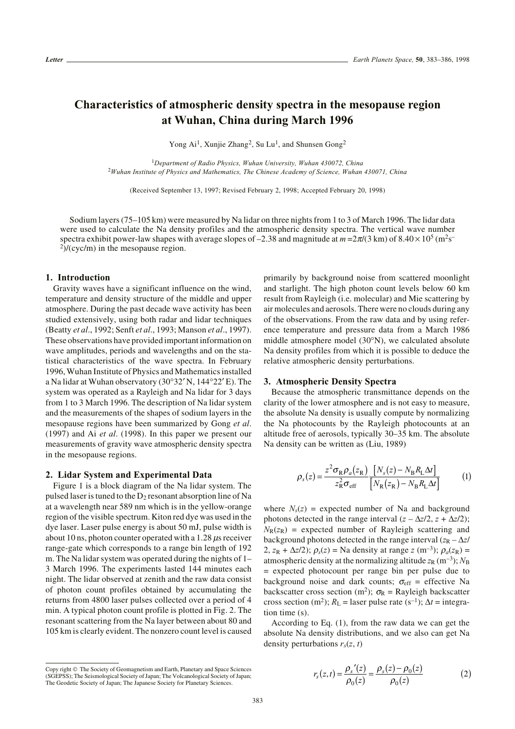Letter

# Characteristics of atmospheric density spectra in the mesopause region at Wuhan, China during March 1996

Yong Ai[1], Xunjie Zhang[2], Su Lu[1], and Shunsen Gong[2]

[1]*Department of Radio Physics, Wuhan University, Wuhan 430072, China*
[2]*Wuhan Institute of Physics and Mathematics, The Chinese Academy of Science, Wuhan 430071, China*

(Received September 13, 1997; Revised February 2, 1998; Accepted February 20, 1998)

Sodium layers (75–105 km) were measured by Na lidar on three nights from 1 to 3 of March 1996. The lidar data were used to calculate the Na density profiles and the atmospheric density spectra. The vertical wave number spectra exhibit power-law shapes with average slopes of –2.38 and magnitude at $m = 2\pi/(3 \text{ km})$ of $8.40 \times 10^5$ ($m^2s^{-2}$)/(cyc/m) in the mesopause region.

## 1. Introduction

Gravity waves have a significant influence on the wind, temperature and density structure of the middle and upper atmosphere. During the past decade wave activity has been studied extensively, using both radar and lidar techniques (Beatty *et al*., 1992; Senft *et al*., 1993; Manson *et al*., 1997). These observations have provided important information on wave amplitudes, periods and wavelengths and on the statistical characteristics of the wave spectra. In February 1996, Wuhan Institute of Physics and Mathematics installed a Na lidar at Wuhan observatory (30°32′ N, 144°22′ E). The system was operated as a Rayleigh and Na lidar for 3 days from 1 to 3 March 1996. The description of Na lidar system and the measurements of the shapes of sodium layers in the mesopause regions have been summarized by Gong *et al*. (1997) and Ai *et al*. (1998). In this paper we present our measurements of gravity wave atmospheric density spectra in the mesopause regions.

## 2. Lidar System and Experimental Data

Figure 1 is a block diagram of the Na lidar system. The pulsed laser is tuned to the $D_2$ resonant absorption line of Na at a wavelength near 589 nm which is in the yellow-orange region of the visible spectrum. Kiton red dye was used in the dye laser. Laser pulse energy is about 50 mJ, pulse width is about 10 ns, photon counter operated with a 1.28 $\mu$s receiver range-gate which corresponds to a range bin length of 192 m. The Na lidar system was operated during the nights of 1–3 March 1996. The experiments lasted 144 minutes each night. The lidar observed at zenith and the raw data consist of photon count profiles obtained by accumulating the returns from 4800 laser pulses collected over a period of 4 min. A typical photon count profile is plotted in Fig. 2. The resonant scattering from the Na layer between about 80 and 105 km is clearly evident. The nonzero count level is caused primarily by background noise from scattered moonlight and starlight. The high photon count levels below 60 km result from Rayleigh (i.e. molecular) and Mie scattering by air molecules and aerosols. There were no clouds during any of the observations. From the raw data and by using reference temperature and pressure data from a March 1986 middle atmosphere model (30°N), we calculated absolute Na density profiles from which it is possible to deduce the relative atmospheric density perturbations.

## 3. Atmospheric Density Spectra

Because the atmospheric transmittance depends on the clarity of the lower atmosphere and is not easy to measure, the absolute Na density is usually compute by normalizing the Na photocounts by the Rayleigh photocounts at an altitude free of aerosols, typically 30–35 km. The absolute Na density can be written as (Liu, 1989)

$$\rho_s(z) = \frac{z^2 \sigma_R \rho_a(z_R)}{z_R^2 \sigma_{\text{eff}}} \frac{\left[N_s(z) - N_B R_L \Delta t\right]}{\left[N_R(z_R) - N_B R_L \Delta t\right]} \tag{1}$$

where $N_s(z)$ = expected number of Na and background photons detected in the range interval $(z - \Delta z/2, z + \Delta z/2)$; $N_R(z_R)$ = expected number of Rayleigh scattering and background photons detected in the range interval $(z_R - \Delta z/2, z_R + \Delta z/2)$; $\rho_s(z)$ = Na density at range $z$ ($m^{-3}$); $\rho_a(z_R)$ = atmospheric density at the normalizing altitude $z_R$ ($m^{-3}$); $N_B$ = expected photocount per range bin per pulse due to background noise and dark counts; $\sigma_{\text{eff}}$ = effective Na backscatter cross section ($m^2$); $\sigma_R$ = Rayleigh backscatter cross section ($m^2$); $R_L$ = laser pulse rate ($s^{-1}$); $\Delta t$ = integration time (s).

According to Eq. (1), from the raw data we can get the absolute Na density distributions, and we also can get Na density perturbations $r_s(z, t)$

$$r_s(z,t) = \frac{\rho_s{}'(z)}{\rho_0(z)} = \frac{\rho_s(z) - \rho_0(z)}{\rho_0(z)} \tag{2}$$

Copy right © The Society of Geomagnetism and Earth, Planetary and Space Sciences (SGEPSS); The Seismological Society of Japan; The Volcanological Society of Japan; The Geodetic Society of Japan; The Japanese Society for Planetary Sciences.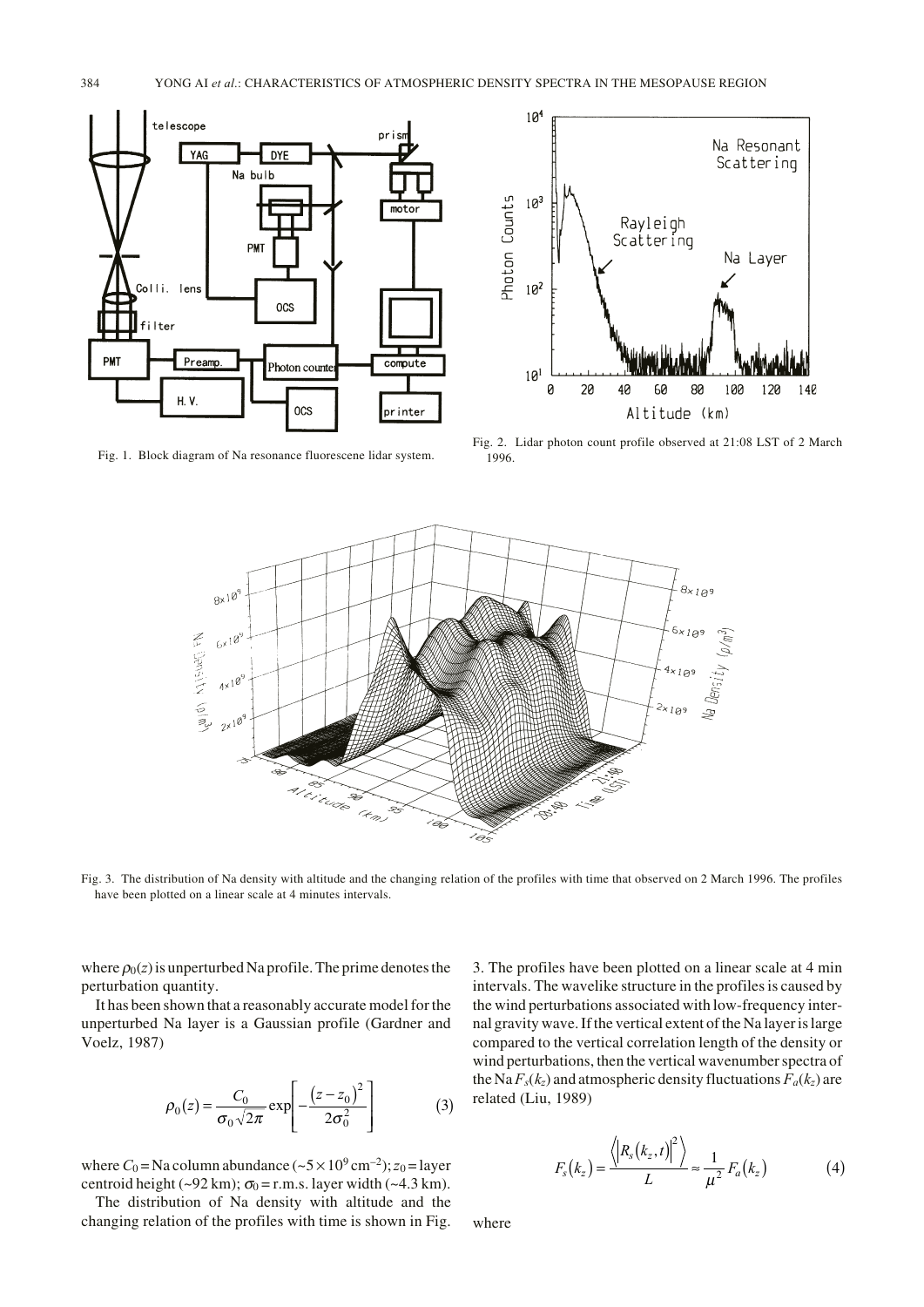Fig. 1. Block diagram of Na resonance fluorescene lidar system.

Fig. 2. Lidar photon count profile observed at 21:08 LST of 2 March 1996.

Fig. 3. The distribution of Na density with altitude and the changing relation of the profiles with time that observed on 2 March 1996. The profiles have been plotted on a linear scale at 4 minutes intervals.

where $\rho_0(z)$ is unperturbed Na profile. The prime denotes the perturbation quantity.

It has been shown that a reasonably accurate model for the unperturbed Na layer is a Gaussian profile (Gardner and Voelz, 1987)

$$\rho_0(z) = \frac{C_0}{\sigma_0\sqrt{2\pi}}\exp\left[-\frac{(z-z_0)^2}{2\sigma_0^2}\right] \tag{3}$$

where $C_0$ = Na column abundance (~$5\times10^9$ cm$^{-2}$); $z_0$ = layer centroid height (~92 km); $\sigma_0$ = r.m.s. layer width (~4.3 km).

The distribution of Na density with altitude and the changing relation of the profiles with time is shown in Fig. 3. The profiles have been plotted on a linear scale at 4 min intervals. The wavelike structure in the profiles is caused by the wind perturbations associated with low-frequency internal gravity wave. If the vertical extent of the Na layer is large compared to the vertical correlation length of the density or wind perturbations, then the vertical wavenumber spectra of the Na $F_s(k_z)$ and atmospheric density fluctuations $F_a(k_z)$ are related (Liu, 1989)

$$F_s(k_z) = \frac{\left\langle \left|R_s(k_z,t)\right|^2 \right\rangle}{L} \approx \frac{1}{\mu^2}F_a(k_z) \tag{4}$$

where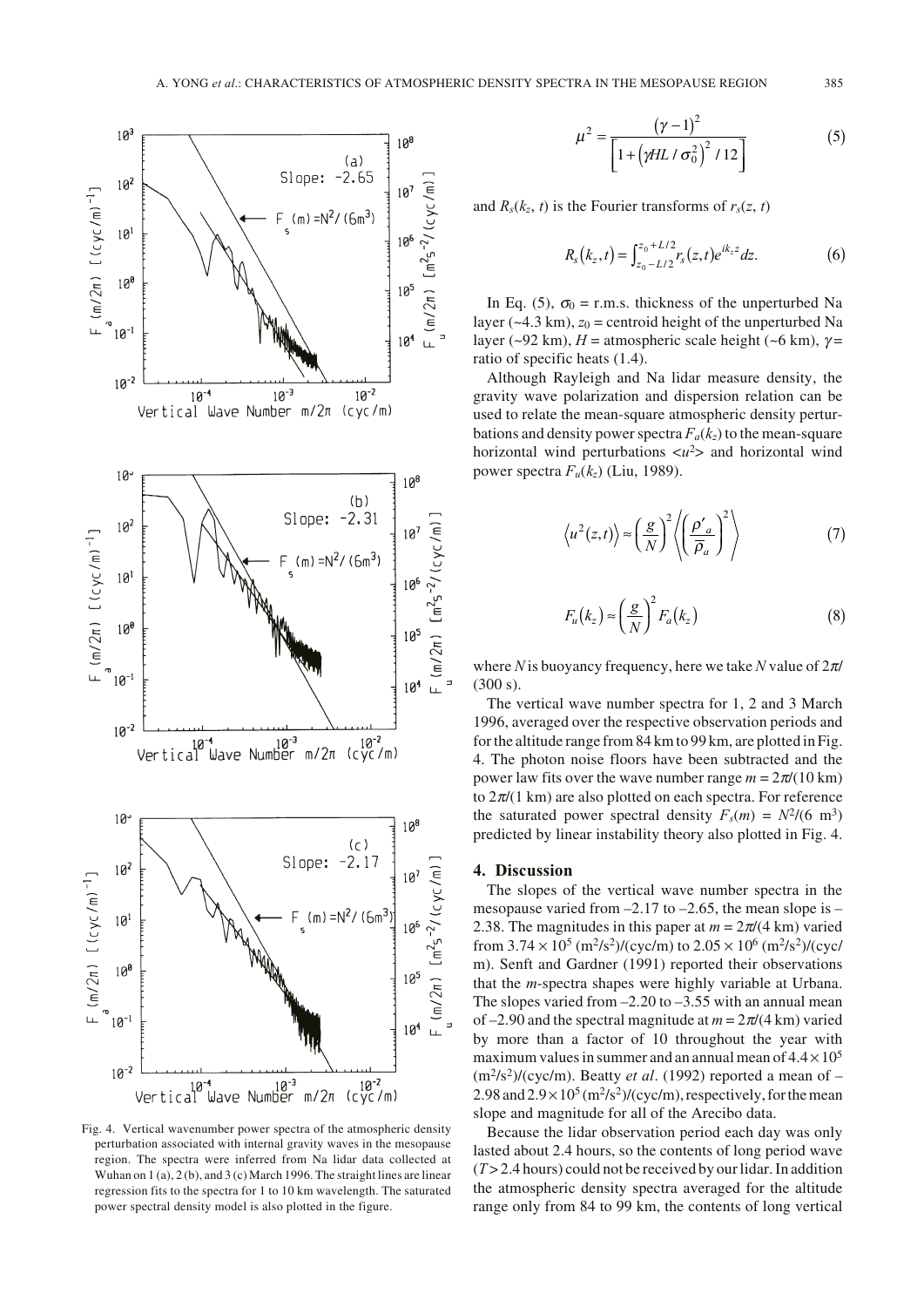$$\mu^2 = \frac{(\gamma - 1)^2}{\left[1 + \left(\gamma HL / \sigma_0^2\right)^2 / 12\right]} \tag{5}$$

and $R_s(k_z, t)$ is the Fourier transforms of $r_s(z, t)$

$$R_s(k_z, t) = \int_{z_0 - L/2}^{z_0 + L/2} r_s(z, t) e^{ik_z z} dz. \tag{6}$$

In Eq. (5), $\sigma_0$ = r.m.s. thickness of the unperturbed Na layer (~4.3 km), $z_0$ = centroid height of the unperturbed Na layer (~92 km), $H$ = atmospheric scale height (~6 km), $\gamma$ = ratio of specific heats (1.4).

Although Rayleigh and Na lidar measure density, the gravity wave polarization and dispersion relation can be used to relate the mean-square atmospheric density perturbations and density power spectra $F_a(k_z)$ to the mean-square horizontal wind perturbations $<u^2>$ and horizontal wind power spectra $F_u(k_z)$ (Liu, 1989).

$$\left\langle u^2(z,t) \right\rangle \approx \left(\frac{g}{N}\right)^2 \left\langle \left(\frac{\rho'_a}{\bar{\rho}_a}\right)^2 \right\rangle \tag{7}$$

$$F_u(k_z) \approx \left(\frac{g}{N}\right)^2 F_a(k_z) \tag{8}$$

where $N$ is buoyancy frequency, here we take $N$ value of $2\pi/(300\text{ s})$.

The vertical wave number spectra for 1, 2 and 3 March 1996, averaged over the respective observation periods and for the altitude range from 84 km to 99 km, are plotted in Fig. 4. The photon noise floors have been subtracted and the power law fits over the wave number range $m = 2\pi/(10\text{ km})$ to $2\pi/(1\text{ km})$ are also plotted on each spectra. For reference the saturated power spectral density $F_s(m) = N^2/(6\text{ m}^3)$ predicted by linear instability theory also plotted in Fig. 4.

Fig. 4. Vertical wavenumber power spectra of the atmospheric density perturbation associated with internal gravity waves in the mesopause region. The spectra were inferred from Na lidar data collected at Wuhan on 1 (a), 2 (b), and 3 (c) March 1996. The straight lines are linear regression fits to the spectra for 1 to 10 km wavelength. The saturated power spectral density model is also plotted in the figure.

## 4. Discussion

The slopes of the vertical wave number spectra in the mesopause varied from –2.17 to –2.65, the mean slope is –2.38. The magnitudes in this paper at $m = 2\pi/(4\text{ km})$ varied from $3.74 \times 10^5$ (m$^2$/s$^2$)/(cyc/m) to $2.05 \times 10^6$ (m$^2$/s$^2$)/(cyc/m). Senft and Gardner (1991) reported their observations that the *m*-spectra shapes were highly variable at Urbana. The slopes varied from –2.20 to –3.55 with an annual mean of –2.90 and the spectral magnitude at $m = 2\pi/(4\text{ km})$ varied by more than a factor of 10 throughout the year with maximum values in summer and an annual mean of $4.4 \times 10^5$ (m$^2$/s$^2$)/(cyc/m). Beatty *et al*. (1992) reported a mean of –2.98 and $2.9 \times 10^5$ (m$^2$/s$^2$)/(cyc/m), respectively, for the mean slope and magnitude for all of the Arecibo data.

Because the lidar observation period each day was only lasted about 2.4 hours, so the contents of long period wave ($T > 2.4$ hours) could not be received by our lidar. In addition the atmospheric density spectra averaged for the altitude range only from 84 to 99 km, the contents of long vertical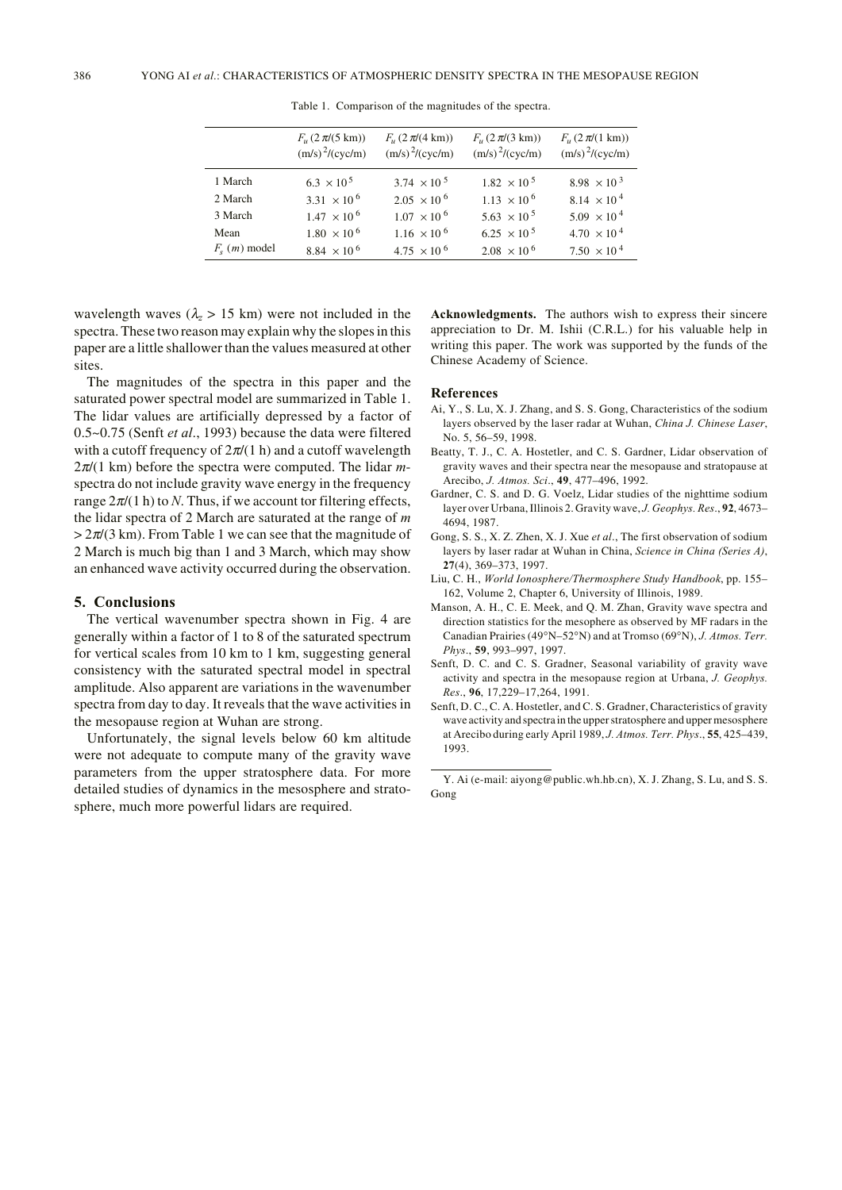Table 1. Comparison of the magnitudes of the spectra.

| | $F_u(2\pi/(5\text{ km}))$ $(\text{m/s})^2/(\text{cyc/m})$ | $F_u(2\pi/(4\text{ km}))$ $(\text{m/s})^2/(\text{cyc/m})$ | $F_u(2\pi/(3\text{ km}))$ $(\text{m/s})^2/(\text{cyc/m})$ | $F_u(2\pi/(1\text{ km}))$ $(\text{m/s})^2/(\text{cyc/m})$ |
|---|---|---|---|---|
| 1 March | $6.3 \times 10^5$ | $3.74 \times 10^5$ | $1.82 \times 10^5$ | $8.98 \times 10^3$ |
| 2 March | $3.31 \times 10^6$ | $2.05 \times 10^6$ | $1.13 \times 10^6$ | $8.14 \times 10^4$ |
| 3 March | $1.47 \times 10^6$ | $1.07 \times 10^6$ | $5.63 \times 10^5$ | $5.09 \times 10^4$ |
| Mean | $1.80 \times 10^6$ | $1.16 \times 10^6$ | $6.25 \times 10^5$ | $4.70 \times 10^4$ |
| $F_s(m)$ model | $8.84 \times 10^6$ | $4.75 \times 10^6$ | $2.08 \times 10^6$ | $7.50 \times 10^4$ |

wavelength waves ($\lambda_z > 15$ km) were not included in the spectra. These two reason may explain why the slopes in this paper are a little shallower than the values measured at other sites.

The magnitudes of the spectra in this paper and the saturated power spectral model are summarized in Table 1. The lidar values are artificially depressed by a factor of 0.5~0.75 (Senft *et al*., 1993) because the data were filtered with a cutoff frequency of $2\pi/(1\text{ h})$ and a cutoff wavelength $2\pi/(1\text{ km})$ before the spectra were computed. The lidar $m$-spectra do not include gravity wave energy in the frequency range $2\pi/(1\text{ h})$ to $N$. Thus, if we account tor filtering effects, the lidar spectra of 2 March are saturated at the range of $m > 2\pi/(3\text{ km})$. From Table 1 we can see that the magnitude of 2 March is much big than 1 and 3 March, which may show an enhanced wave activity occurred during the observation.

## 5. Conclusions

The vertical wavenumber spectra shown in Fig. 4 are generally within a factor of 1 to 8 of the saturated spectrum for vertical scales from 10 km to 1 km, suggesting general consistency with the saturated spectral model in spectral amplitude. Also apparent are variations in the wavenumber spectra from day to day. It reveals that the wave activities in the mesopause region at Wuhan are strong.

Unfortunately, the signal levels below 60 km altitude were not adequate to compute many of the gravity wave parameters from the upper stratosphere data. For more detailed studies of dynamics in the mesosphere and stratosphere, much more powerful lidars are required.

**Acknowledgments.** The authors wish to express their sincere appreciation to Dr. M. Ishii (C.R.L.) for his valuable help in writing this paper. The work was supported by the funds of the Chinese Academy of Science.

## References

Ai, Y., S. Lu, X. J. Zhang, and S. S. Gong, Characteristics of the sodium layers observed by the laser radar at Wuhan, *China J. Chinese Laser*, No. 5, 56–59, 1998.

Beatty, T. J., C. A. Hostetler, and C. S. Gardner, Lidar observation of gravity waves and their spectra near the mesopause and stratopause at Arecibo, *J. Atmos. Sci*., **49**, 477–496, 1992.

Gardner, C. S. and D. G. Voelz, Lidar studies of the nighttime sodium layer over Urbana, Illinois 2. Gravity wave, *J. Geophys. Res*., **92**, 4673–4694, 1987.

Gong, S. S., X. Z. Zhen, X. J. Xue *et al*., The first observation of sodium layers by laser radar at Wuhan in China, *Science in China (Series A)*, **27**(4), 369–373, 1997.

Liu, C. H., *World Ionosphere/Thermosphere Study Handbook*, pp. 155–162, Volume 2, Chapter 6, University of Illinois, 1989.

Manson, A. H., C. E. Meek, and Q. M. Zhan, Gravity wave spectra and direction statistics for the mesophere as observed by MF radars in the Canadian Prairies (49°N–52°N) and at Tromso (69°N), *J. Atmos. Terr. Phys*., **59**, 993–997, 1997.

Senft, D. C. and C. S. Gradner, Seasonal variability of gravity wave activity and spectra in the mesopause region at Urbana, *J. Geophys. Res*., **96**, 17,229–17,264, 1991.

Senft, D. C., C. A. Hostetler, and C. S. Gradner, Characteristics of gravity wave activity and spectra in the upper stratosphere and upper mesosphere at Arecibo during early April 1989, *J. Atmos. Terr. Phys*., **55**, 425–439, 1993.

---

Y. Ai (e-mail: aiyong@public.wh.hb.cn), X. J. Zhang, S. Lu, and S. S. Gong